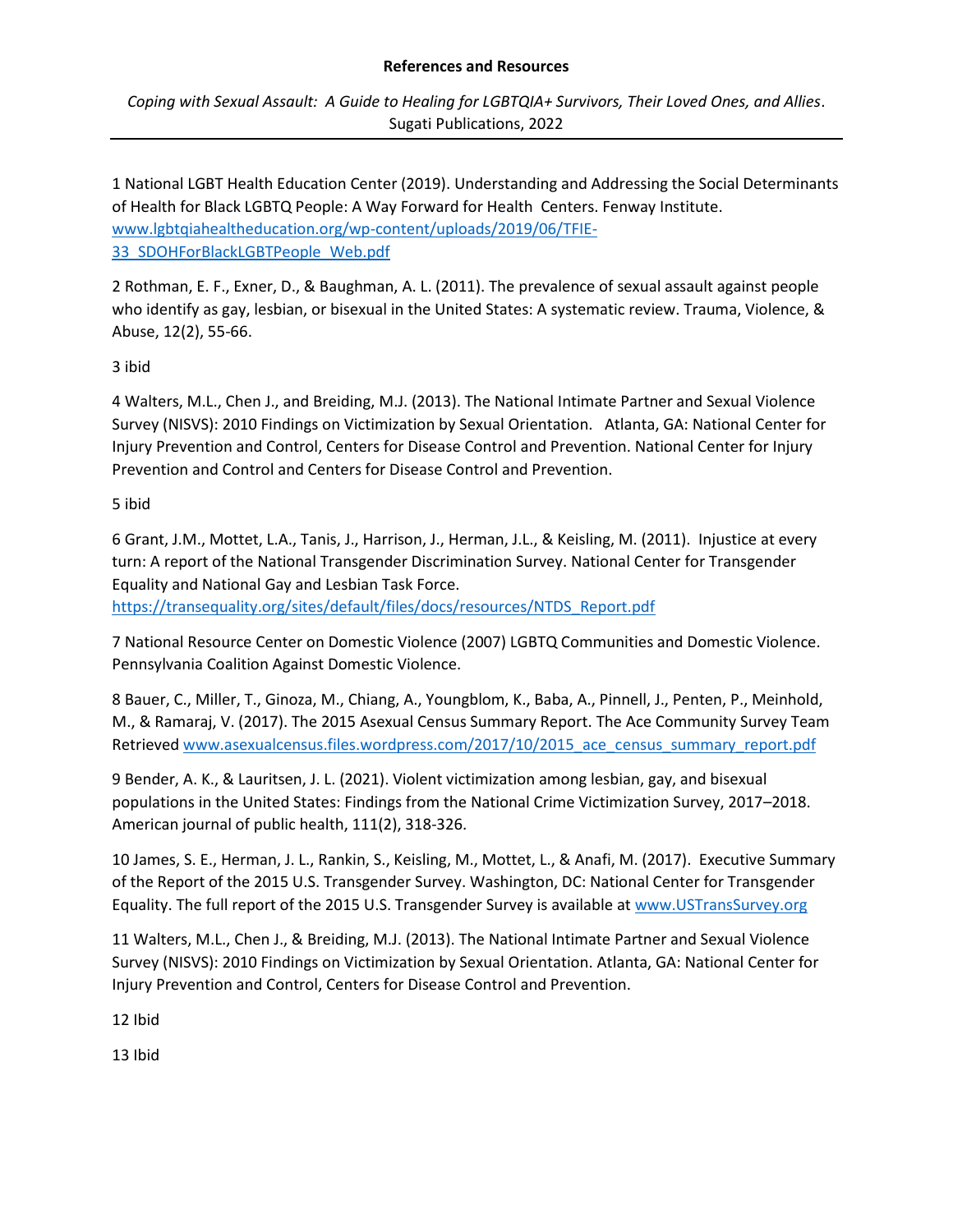**References and Resources**

*Coping with Sexual Assault: A Guide to Healing for LGBTQIA+ Survivors, Their Loved Ones, and Allies*. Sugati Publications, 2022

---

1 National LGBT Health Education Center (2019). Understanding and Addressing the Social Determinants of Health for Black LGBTQ People: A Way Forward for Health Centers. Fenway Institute. www.lgbtqiahealtheducation.org/wp-content/uploads/2019/06/TFIE-33_SDOHForBlackLGBTPeople_Web.pdf

2 Rothman, E. F., Exner, D., & Baughman, A. L. (2011). The prevalence of sexual assault against people who identify as gay, lesbian, or bisexual in the United States: A systematic review. Trauma, Violence, & Abuse, 12(2), 55-66.

3 ibid

4 Walters, M.L., Chen J., and Breiding, M.J. (2013). The National Intimate Partner and Sexual Violence Survey (NISVS): 2010 Findings on Victimization by Sexual Orientation. Atlanta, GA: National Center for Injury Prevention and Control, Centers for Disease Control and Prevention. National Center for Injury Prevention and Control and Centers for Disease Control and Prevention.

5 ibid

6 Grant, J.M., Mottet, L.A., Tanis, J., Harrison, J., Herman, J.L., & Keisling, M. (2011). Injustice at every turn: A report of the National Transgender Discrimination Survey. National Center for Transgender Equality and National Gay and Lesbian Task Force. https://transequality.org/sites/default/files/docs/resources/NTDS_Report.pdf

7 National Resource Center on Domestic Violence (2007) LGBTQ Communities and Domestic Violence. Pennsylvania Coalition Against Domestic Violence.

8 Bauer, C., Miller, T., Ginoza, M., Chiang, A., Youngblom, K., Baba, A., Pinnell, J., Penten, P., Meinhold, M., & Ramaraj, V. (2017). The 2015 Asexual Census Summary Report. The Ace Community Survey Team Retrieved www.asexualcensus.files.wordpress.com/2017/10/2015_ace_census_summary_report.pdf

9 Bender, A. K., & Lauritsen, J. L. (2021). Violent victimization among lesbian, gay, and bisexual populations in the United States: Findings from the National Crime Victimization Survey, 2017–2018. American journal of public health, 111(2), 318-326.

10 James, S. E., Herman, J. L., Rankin, S., Keisling, M., Mottet, L., & Anafi, M. (2017). Executive Summary of the Report of the 2015 U.S. Transgender Survey. Washington, DC: National Center for Transgender Equality. The full report of the 2015 U.S. Transgender Survey is available at www.USTransSurvey.org

11 Walters, M.L., Chen J., & Breiding, M.J. (2013). The National Intimate Partner and Sexual Violence Survey (NISVS): 2010 Findings on Victimization by Sexual Orientation. Atlanta, GA: National Center for Injury Prevention and Control, Centers for Disease Control and Prevention.

12 Ibid

13 Ibid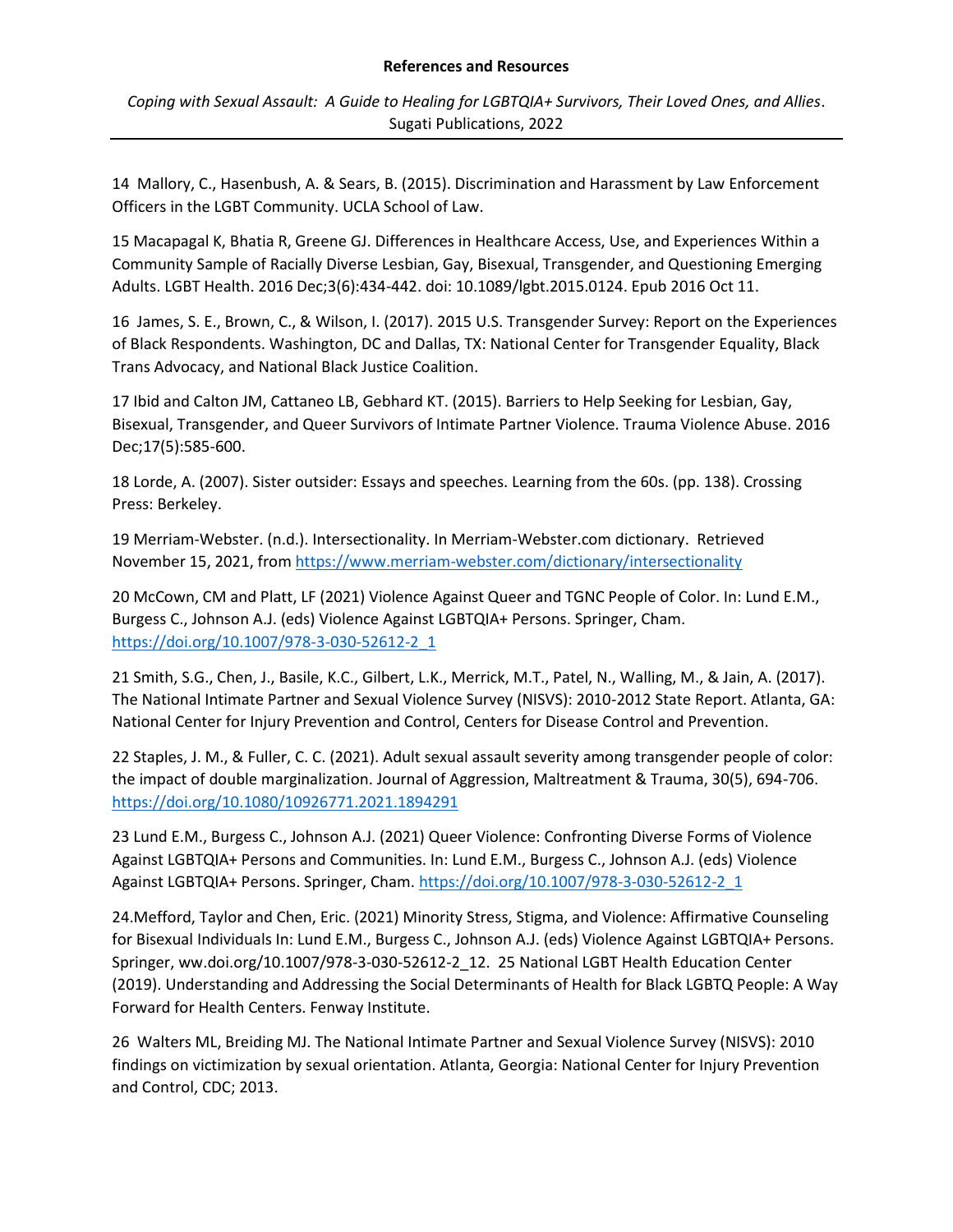**References and Resources**

*Coping with Sexual Assault: A Guide to Healing for LGBTQIA+ Survivors, Their Loved Ones, and Allies*. Sugati Publications, 2022

14 Mallory, C., Hasenbush, A. & Sears, B. (2015). Discrimination and Harassment by Law Enforcement Officers in the LGBT Community. UCLA School of Law.

15 Macapagal K, Bhatia R, Greene GJ. Differences in Healthcare Access, Use, and Experiences Within a Community Sample of Racially Diverse Lesbian, Gay, Bisexual, Transgender, and Questioning Emerging Adults. LGBT Health. 2016 Dec;3(6):434-442. doi: 10.1089/lgbt.2015.0124. Epub 2016 Oct 11.

16 James, S. E., Brown, C., & Wilson, I. (2017). 2015 U.S. Transgender Survey: Report on the Experiences of Black Respondents. Washington, DC and Dallas, TX: National Center for Transgender Equality, Black Trans Advocacy, and National Black Justice Coalition.

17 Ibid and Calton JM, Cattaneo LB, Gebhard KT. (2015). Barriers to Help Seeking for Lesbian, Gay, Bisexual, Transgender, and Queer Survivors of Intimate Partner Violence. Trauma Violence Abuse. 2016 Dec;17(5):585-600.

18 Lorde, A. (2007). Sister outsider: Essays and speeches. Learning from the 60s. (pp. 138). Crossing Press: Berkeley.

19 Merriam-Webster. (n.d.). Intersectionality. In Merriam-Webster.com dictionary. Retrieved November 15, 2021, from https://www.merriam-webster.com/dictionary/intersectionality

20 McCown, CM and Platt, LF (2021) Violence Against Queer and TGNC People of Color. In: Lund E.M., Burgess C., Johnson A.J. (eds) Violence Against LGBTQIA+ Persons. Springer, Cham. https://doi.org/10.1007/978-3-030-52612-2_1

21 Smith, S.G., Chen, J., Basile, K.C., Gilbert, L.K., Merrick, M.T., Patel, N., Walling, M., & Jain, A. (2017). The National Intimate Partner and Sexual Violence Survey (NISVS): 2010-2012 State Report. Atlanta, GA: National Center for Injury Prevention and Control, Centers for Disease Control and Prevention.

22 Staples, J. M., & Fuller, C. C. (2021). Adult sexual assault severity among transgender people of color: the impact of double marginalization. Journal of Aggression, Maltreatment & Trauma, 30(5), 694-706. https://doi.org/10.1080/10926771.2021.1894291

23 Lund E.M., Burgess C., Johnson A.J. (2021) Queer Violence: Confronting Diverse Forms of Violence Against LGBTQIA+ Persons and Communities. In: Lund E.M., Burgess C., Johnson A.J. (eds) Violence Against LGBTQIA+ Persons. Springer, Cham. https://doi.org/10.1007/978-3-030-52612-2_1

24.Mefford, Taylor and Chen, Eric. (2021) Minority Stress, Stigma, and Violence: Affirmative Counseling for Bisexual Individuals In: Lund E.M., Burgess C., Johnson A.J. (eds) Violence Against LGBTQIA+ Persons. Springer, ww.doi.org/10.1007/978-3-030-52612-2_12. 25 National LGBT Health Education Center (2019). Understanding and Addressing the Social Determinants of Health for Black LGBTQ People: A Way Forward for Health Centers. Fenway Institute.

26 Walters ML, Breiding MJ. The National Intimate Partner and Sexual Violence Survey (NISVS): 2010 findings on victimization by sexual orientation. Atlanta, Georgia: National Center for Injury Prevention and Control, CDC; 2013.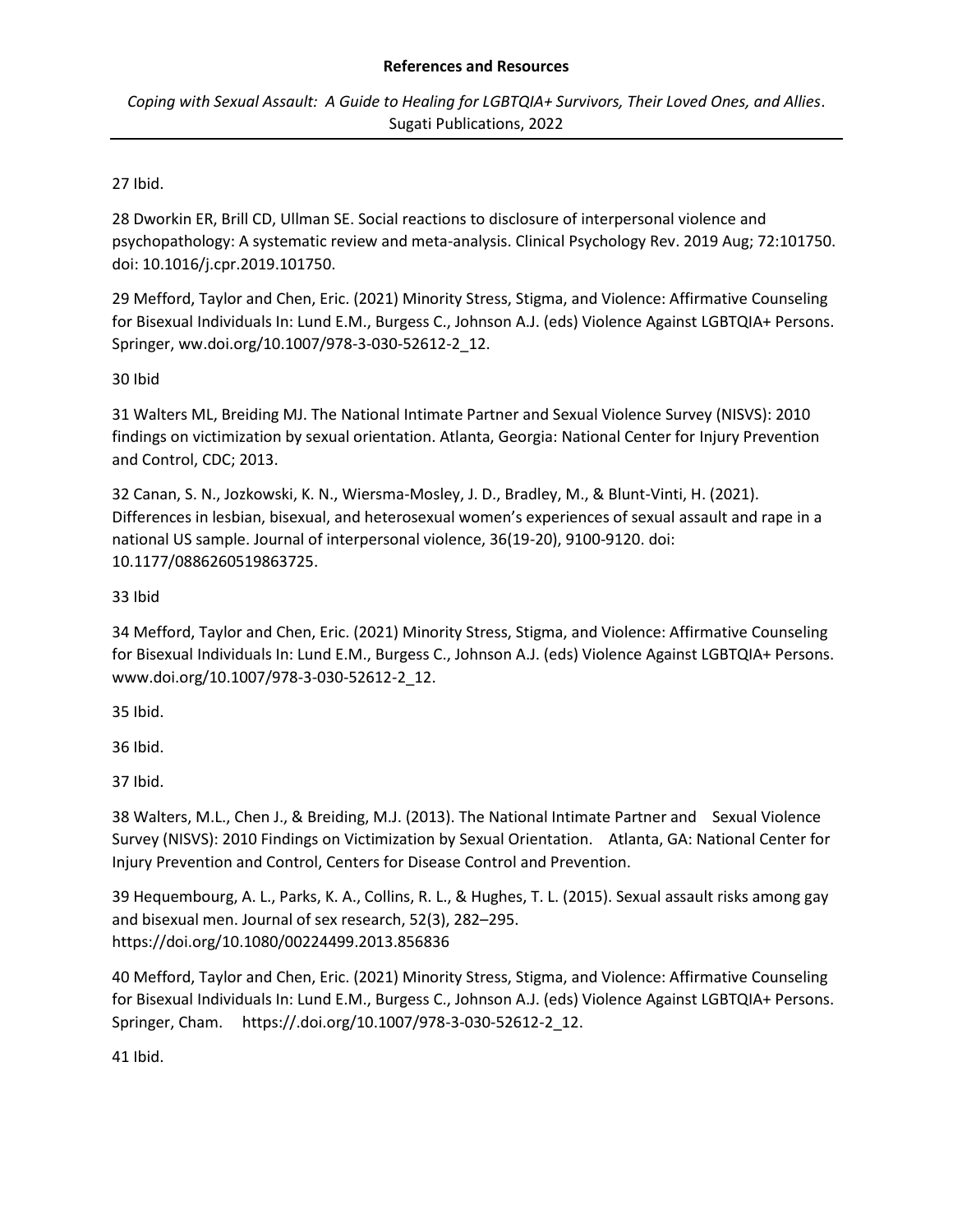27 Ibid.

28 Dworkin ER, Brill CD, Ullman SE. Social reactions to disclosure of interpersonal violence and psychopathology: A systematic review and meta-analysis. Clinical Psychology Rev. 2019 Aug; 72:101750. doi: 10.1016/j.cpr.2019.101750.

29 Mefford, Taylor and Chen, Eric. (2021) Minority Stress, Stigma, and Violence: Affirmative Counseling for Bisexual Individuals In: Lund E.M., Burgess C., Johnson A.J. (eds) Violence Against LGBTQIA+ Persons. Springer, ww.doi.org/10.1007/978-3-030-52612-2_12.

30 Ibid

31 Walters ML, Breiding MJ. The National Intimate Partner and Sexual Violence Survey (NISVS): 2010 findings on victimization by sexual orientation. Atlanta, Georgia: National Center for Injury Prevention and Control, CDC; 2013.

32 Canan, S. N., Jozkowski, K. N., Wiersma-Mosley, J. D., Bradley, M., & Blunt-Vinti, H. (2021). Differences in lesbian, bisexual, and heterosexual women's experiences of sexual assault and rape in a national US sample. Journal of interpersonal violence, 36(19-20), 9100-9120. doi: 10.1177/0886260519863725.

33 Ibid

34 Mefford, Taylor and Chen, Eric. (2021) Minority Stress, Stigma, and Violence: Affirmative Counseling for Bisexual Individuals In: Lund E.M., Burgess C., Johnson A.J. (eds) Violence Against LGBTQIA+ Persons. www.doi.org/10.1007/978-3-030-52612-2_12.

35 Ibid.

36 Ibid.

37 Ibid.

38 Walters, M.L., Chen J., & Breiding, M.J. (2013). The National Intimate Partner and Sexual Violence Survey (NISVS): 2010 Findings on Victimization by Sexual Orientation. Atlanta, GA: National Center for Injury Prevention and Control, Centers for Disease Control and Prevention.

39 Hequembourg, A. L., Parks, K. A., Collins, R. L., & Hughes, T. L. (2015). Sexual assault risks among gay and bisexual men. Journal of sex research, 52(3), 282–295. https://doi.org/10.1080/00224499.2013.856836

40 Mefford, Taylor and Chen, Eric. (2021) Minority Stress, Stigma, and Violence: Affirmative Counseling for Bisexual Individuals In: Lund E.M., Burgess C., Johnson A.J. (eds) Violence Against LGBTQIA+ Persons. Springer, Cham. https://.doi.org/10.1007/978-3-030-52612-2_12.

41 Ibid.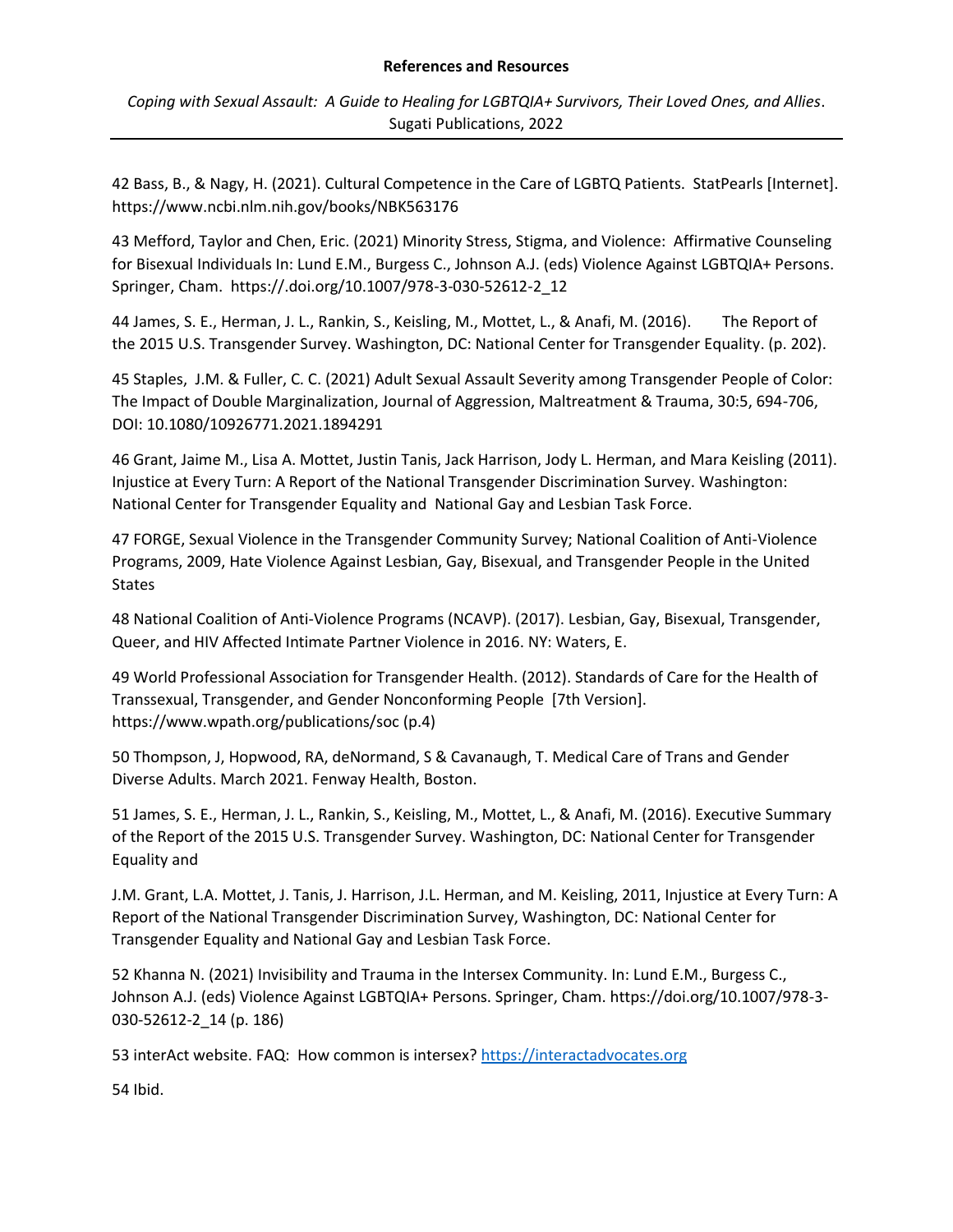**References and Resources**

*Coping with Sexual Assault: A Guide to Healing for LGBTQIA+ Survivors, Their Loved Ones, and Allies*. Sugati Publications, 2022

42 Bass, B., & Nagy, H. (2021). Cultural Competence in the Care of LGBTQ Patients. StatPearls [Internet]. https://www.ncbi.nlm.nih.gov/books/NBK563176

43 Mefford, Taylor and Chen, Eric. (2021) Minority Stress, Stigma, and Violence: Affirmative Counseling for Bisexual Individuals In: Lund E.M., Burgess C., Johnson A.J. (eds) Violence Against LGBTQIA+ Persons. Springer, Cham. https://.doi.org/10.1007/978-3-030-52612-2_12

44 James, S. E., Herman, J. L., Rankin, S., Keisling, M., Mottet, L., & Anafi, M. (2016). The Report of the 2015 U.S. Transgender Survey. Washington, DC: National Center for Transgender Equality. (p. 202).

45 Staples, J.M. & Fuller, C. C. (2021) Adult Sexual Assault Severity among Transgender People of Color: The Impact of Double Marginalization, Journal of Aggression, Maltreatment & Trauma, 30:5, 694-706, DOI: 10.1080/10926771.2021.1894291

46 Grant, Jaime M., Lisa A. Mottet, Justin Tanis, Jack Harrison, Jody L. Herman, and Mara Keisling (2011). Injustice at Every Turn: A Report of the National Transgender Discrimination Survey. Washington: National Center for Transgender Equality and National Gay and Lesbian Task Force.

47 FORGE, Sexual Violence in the Transgender Community Survey; National Coalition of Anti-Violence Programs, 2009, Hate Violence Against Lesbian, Gay, Bisexual, and Transgender People in the United States

48 National Coalition of Anti-Violence Programs (NCAVP). (2017). Lesbian, Gay, Bisexual, Transgender, Queer, and HIV Affected Intimate Partner Violence in 2016. NY: Waters, E.

49 World Professional Association for Transgender Health. (2012). Standards of Care for the Health of Transsexual, Transgender, and Gender Nonconforming People [7th Version]. https://www.wpath.org/publications/soc (p.4)

50 Thompson, J, Hopwood, RA, deNormand, S & Cavanaugh, T. Medical Care of Trans and Gender Diverse Adults. March 2021. Fenway Health, Boston.

51 James, S. E., Herman, J. L., Rankin, S., Keisling, M., Mottet, L., & Anafi, M. (2016). Executive Summary of the Report of the 2015 U.S. Transgender Survey. Washington, DC: National Center for Transgender Equality and

J.M. Grant, L.A. Mottet, J. Tanis, J. Harrison, J.L. Herman, and M. Keisling, 2011, Injustice at Every Turn: A Report of the National Transgender Discrimination Survey, Washington, DC: National Center for Transgender Equality and National Gay and Lesbian Task Force.

52 Khanna N. (2021) Invisibility and Trauma in the Intersex Community. In: Lund E.M., Burgess C., Johnson A.J. (eds) Violence Against LGBTQIA+ Persons. Springer, Cham. https://doi.org/10.1007/978-3-030-52612-2_14 (p. 186)

53 interAct website. FAQ: How common is intersex? https://interactadvocates.org

54 Ibid.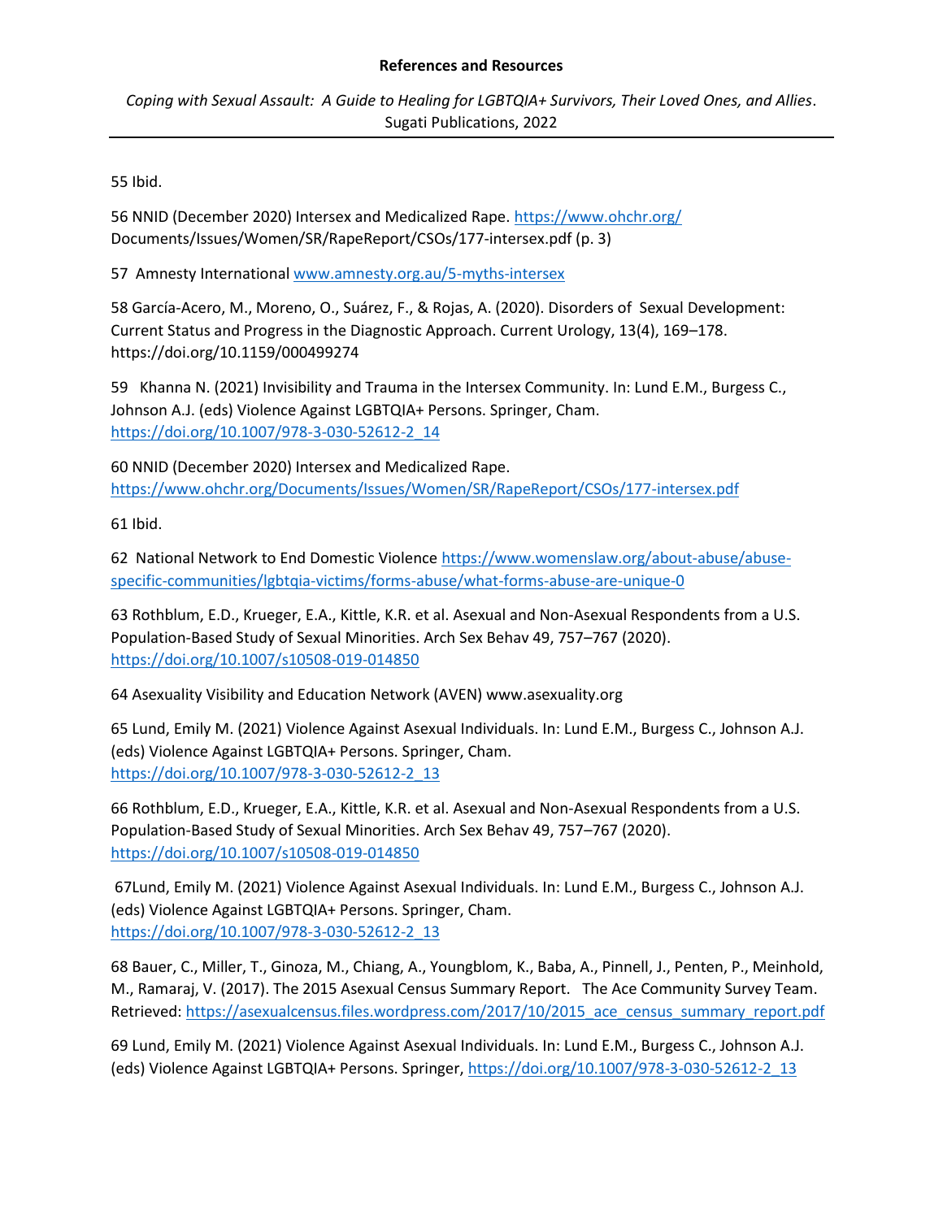**References and Resources**

*Coping with Sexual Assault: A Guide to Healing for LGBTQIA+ Survivors, Their Loved Ones, and Allies*. Sugati Publications, 2022

55 Ibid.

56 NNID (December 2020) Intersex and Medicalized Rape. https://www.ohchr.org/ Documents/Issues/Women/SR/RapeReport/CSOs/177-intersex.pdf (p. 3)

57 Amnesty International www.amnesty.org.au/5-myths-intersex

58 García-Acero, M., Moreno, O., Suárez, F., & Rojas, A. (2020). Disorders of Sexual Development: Current Status and Progress in the Diagnostic Approach. Current Urology, 13(4), 169–178. https://doi.org/10.1159/000499274

59 Khanna N. (2021) Invisibility and Trauma in the Intersex Community. In: Lund E.M., Burgess C., Johnson A.J. (eds) Violence Against LGBTQIA+ Persons. Springer, Cham. https://doi.org/10.1007/978-3-030-52612-2_14

60 NNID (December 2020) Intersex and Medicalized Rape. https://www.ohchr.org/Documents/Issues/Women/SR/RapeReport/CSOs/177-intersex.pdf

61 Ibid.

62 National Network to End Domestic Violence https://www.womenslaw.org/about-abuse/abuse-specific-communities/lgbtqia-victims/forms-abuse/what-forms-abuse-are-unique-0

63 Rothblum, E.D., Krueger, E.A., Kittle, K.R. et al. Asexual and Non-Asexual Respondents from a U.S. Population-Based Study of Sexual Minorities. Arch Sex Behav 49, 757–767 (2020). https://doi.org/10.1007/s10508-019-014850

64 Asexuality Visibility and Education Network (AVEN) www.asexuality.org

65 Lund, Emily M. (2021) Violence Against Asexual Individuals. In: Lund E.M., Burgess C., Johnson A.J. (eds) Violence Against LGBTQIA+ Persons. Springer, Cham. https://doi.org/10.1007/978-3-030-52612-2_13

66 Rothblum, E.D., Krueger, E.A., Kittle, K.R. et al. Asexual and Non-Asexual Respondents from a U.S. Population-Based Study of Sexual Minorities. Arch Sex Behav 49, 757–767 (2020). https://doi.org/10.1007/s10508-019-014850

67Lund, Emily M. (2021) Violence Against Asexual Individuals. In: Lund E.M., Burgess C., Johnson A.J. (eds) Violence Against LGBTQIA+ Persons. Springer, Cham. https://doi.org/10.1007/978-3-030-52612-2_13

68 Bauer, C., Miller, T., Ginoza, M., Chiang, A., Youngblom, K., Baba, A., Pinnell, J., Penten, P., Meinhold, M., Ramaraj, V. (2017). The 2015 Asexual Census Summary Report. The Ace Community Survey Team. Retrieved: https://asexualcensus.files.wordpress.com/2017/10/2015_ace_census_summary_report.pdf

69 Lund, Emily M. (2021) Violence Against Asexual Individuals. In: Lund E.M., Burgess C., Johnson A.J. (eds) Violence Against LGBTQIA+ Persons. Springer, https://doi.org/10.1007/978-3-030-52612-2_13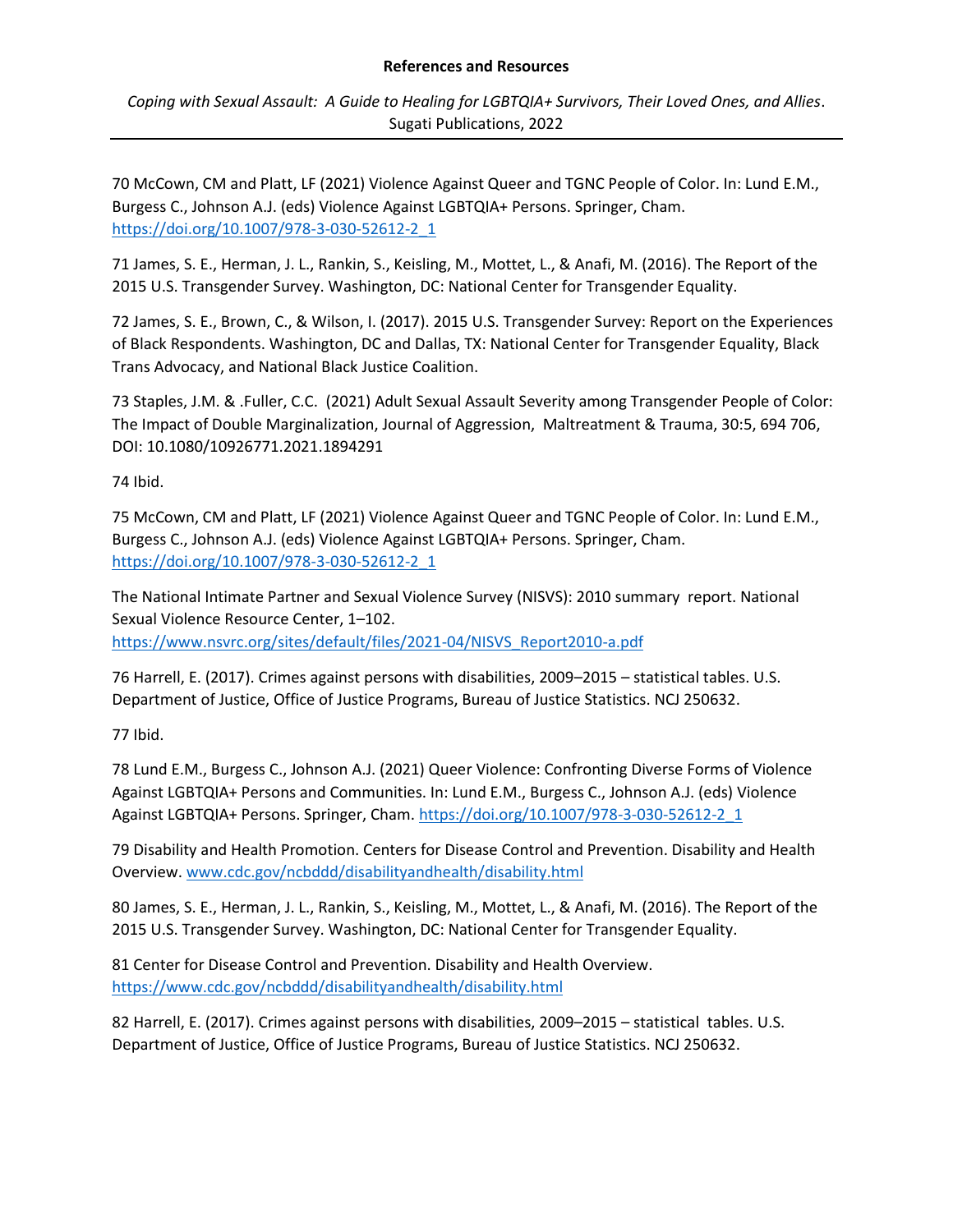**References and Resources**

*Coping with Sexual Assault: A Guide to Healing for LGBTQIA+ Survivors, Their Loved Ones, and Allies*. Sugati Publications, 2022

---

70 McCown, CM and Platt, LF (2021) Violence Against Queer and TGNC People of Color. In: Lund E.M., Burgess C., Johnson A.J. (eds) Violence Against LGBTQIA+ Persons. Springer, Cham. https://doi.org/10.1007/978-3-030-52612-2_1

71 James, S. E., Herman, J. L., Rankin, S., Keisling, M., Mottet, L., & Anafi, M. (2016). The Report of the 2015 U.S. Transgender Survey. Washington, DC: National Center for Transgender Equality.

72 James, S. E., Brown, C., & Wilson, I. (2017). 2015 U.S. Transgender Survey: Report on the Experiences of Black Respondents. Washington, DC and Dallas, TX: National Center for Transgender Equality, Black Trans Advocacy, and National Black Justice Coalition.

73 Staples, J.M. & .Fuller, C.C. (2021) Adult Sexual Assault Severity among Transgender People of Color: The Impact of Double Marginalization, Journal of Aggression, Maltreatment & Trauma, 30:5, 694 706, DOI: 10.1080/10926771.2021.1894291

74 Ibid.

75 McCown, CM and Platt, LF (2021) Violence Against Queer and TGNC People of Color. In: Lund E.M., Burgess C., Johnson A.J. (eds) Violence Against LGBTQIA+ Persons. Springer, Cham. https://doi.org/10.1007/978-3-030-52612-2_1

The National Intimate Partner and Sexual Violence Survey (NISVS): 2010 summary report. National Sexual Violence Resource Center, 1–102. https://www.nsvrc.org/sites/default/files/2021-04/NISVS_Report2010-a.pdf

76 Harrell, E. (2017). Crimes against persons with disabilities, 2009–2015 – statistical tables. U.S. Department of Justice, Office of Justice Programs, Bureau of Justice Statistics. NCJ 250632.

77 Ibid.

78 Lund E.M., Burgess C., Johnson A.J. (2021) Queer Violence: Confronting Diverse Forms of Violence Against LGBTQIA+ Persons and Communities. In: Lund E.M., Burgess C., Johnson A.J. (eds) Violence Against LGBTQIA+ Persons. Springer, Cham. https://doi.org/10.1007/978-3-030-52612-2_1

79 Disability and Health Promotion. Centers for Disease Control and Prevention. Disability and Health Overview. www.cdc.gov/ncbddd/disabilityandhealth/disability.html

80 James, S. E., Herman, J. L., Rankin, S., Keisling, M., Mottet, L., & Anafi, M. (2016). The Report of the 2015 U.S. Transgender Survey. Washington, DC: National Center for Transgender Equality.

81 Center for Disease Control and Prevention. Disability and Health Overview. https://www.cdc.gov/ncbddd/disabilityandhealth/disability.html

82 Harrell, E. (2017). Crimes against persons with disabilities, 2009–2015 – statistical tables. U.S. Department of Justice, Office of Justice Programs, Bureau of Justice Statistics. NCJ 250632.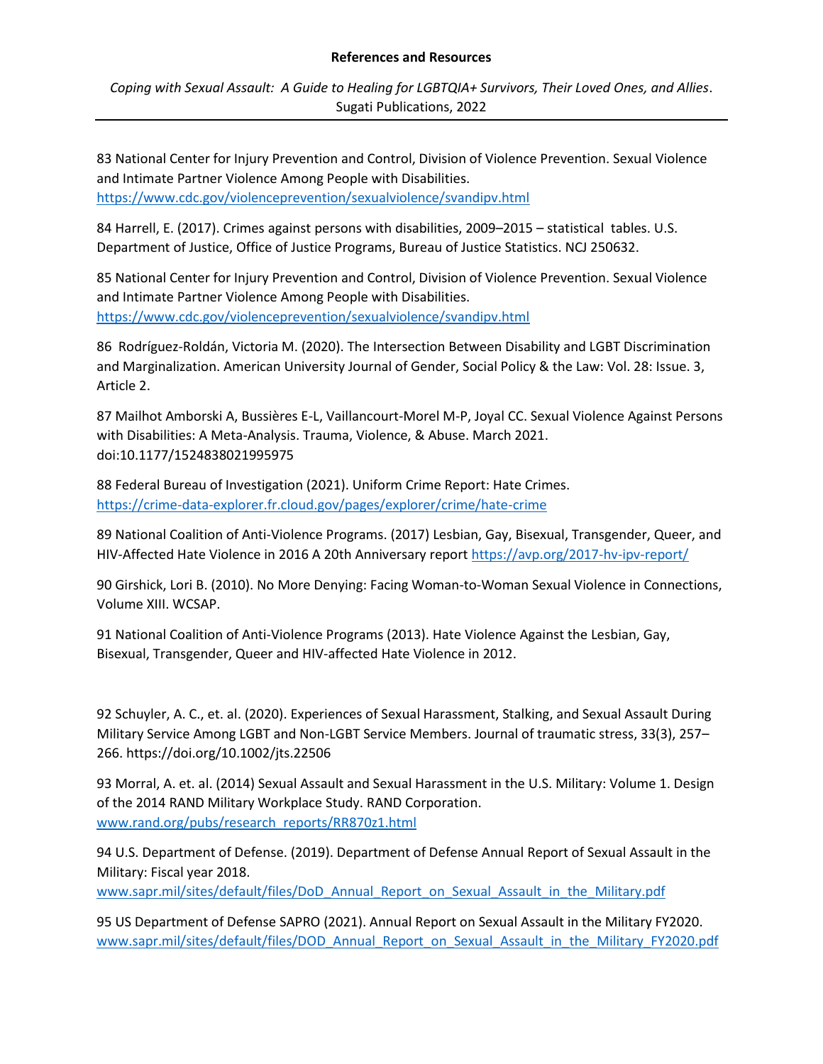**References and Resources**

*Coping with Sexual Assault: A Guide to Healing for LGBTQIA+ Survivors, Their Loved Ones, and Allies*. Sugati Publications, 2022

---

83 National Center for Injury Prevention and Control, Division of Violence Prevention. Sexual Violence and Intimate Partner Violence Among People with Disabilities. https://www.cdc.gov/violenceprevention/sexualviolence/svandipv.html

84 Harrell, E. (2017). Crimes against persons with disabilities, 2009–2015 – statistical tables. U.S. Department of Justice, Office of Justice Programs, Bureau of Justice Statistics. NCJ 250632.

85 National Center for Injury Prevention and Control, Division of Violence Prevention. Sexual Violence and Intimate Partner Violence Among People with Disabilities. https://www.cdc.gov/violenceprevention/sexualviolence/svandipv.html

86 Rodríguez-Roldán, Victoria M. (2020). The Intersection Between Disability and LGBT Discrimination and Marginalization. American University Journal of Gender, Social Policy & the Law: Vol. 28: Issue. 3, Article 2.

87 Mailhot Amborski A, Bussières E-L, Vaillancourt-Morel M-P, Joyal CC. Sexual Violence Against Persons with Disabilities: A Meta-Analysis. Trauma, Violence, & Abuse. March 2021. doi:10.1177/1524838021995975

88 Federal Bureau of Investigation (2021). Uniform Crime Report: Hate Crimes. https://crime-data-explorer.fr.cloud.gov/pages/explorer/crime/hate-crime

89 National Coalition of Anti-Violence Programs. (2017) Lesbian, Gay, Bisexual, Transgender, Queer, and HIV-Affected Hate Violence in 2016 A 20th Anniversary report https://avp.org/2017-hv-ipv-report/

90 Girshick, Lori B. (2010). No More Denying: Facing Woman-to-Woman Sexual Violence in Connections, Volume XIII. WCSAP.

91 National Coalition of Anti-Violence Programs (2013). Hate Violence Against the Lesbian, Gay, Bisexual, Transgender, Queer and HIV-affected Hate Violence in 2012.

92 Schuyler, A. C., et. al. (2020). Experiences of Sexual Harassment, Stalking, and Sexual Assault During Military Service Among LGBT and Non-LGBT Service Members. Journal of traumatic stress, 33(3), 257–266. https://doi.org/10.1002/jts.22506

93 Morral, A. et. al. (2014) Sexual Assault and Sexual Harassment in the U.S. Military: Volume 1. Design of the 2014 RAND Military Workplace Study. RAND Corporation. www.rand.org/pubs/research_reports/RR870z1.html

94 U.S. Department of Defense. (2019). Department of Defense Annual Report of Sexual Assault in the Military: Fiscal year 2018. www.sapr.mil/sites/default/files/DoD_Annual_Report_on_Sexual_Assault_in_the_Military.pdf

95 US Department of Defense SAPRO (2021). Annual Report on Sexual Assault in the Military FY2020. www.sapr.mil/sites/default/files/DOD_Annual_Report_on_Sexual_Assault_in_the_Military_FY2020.pdf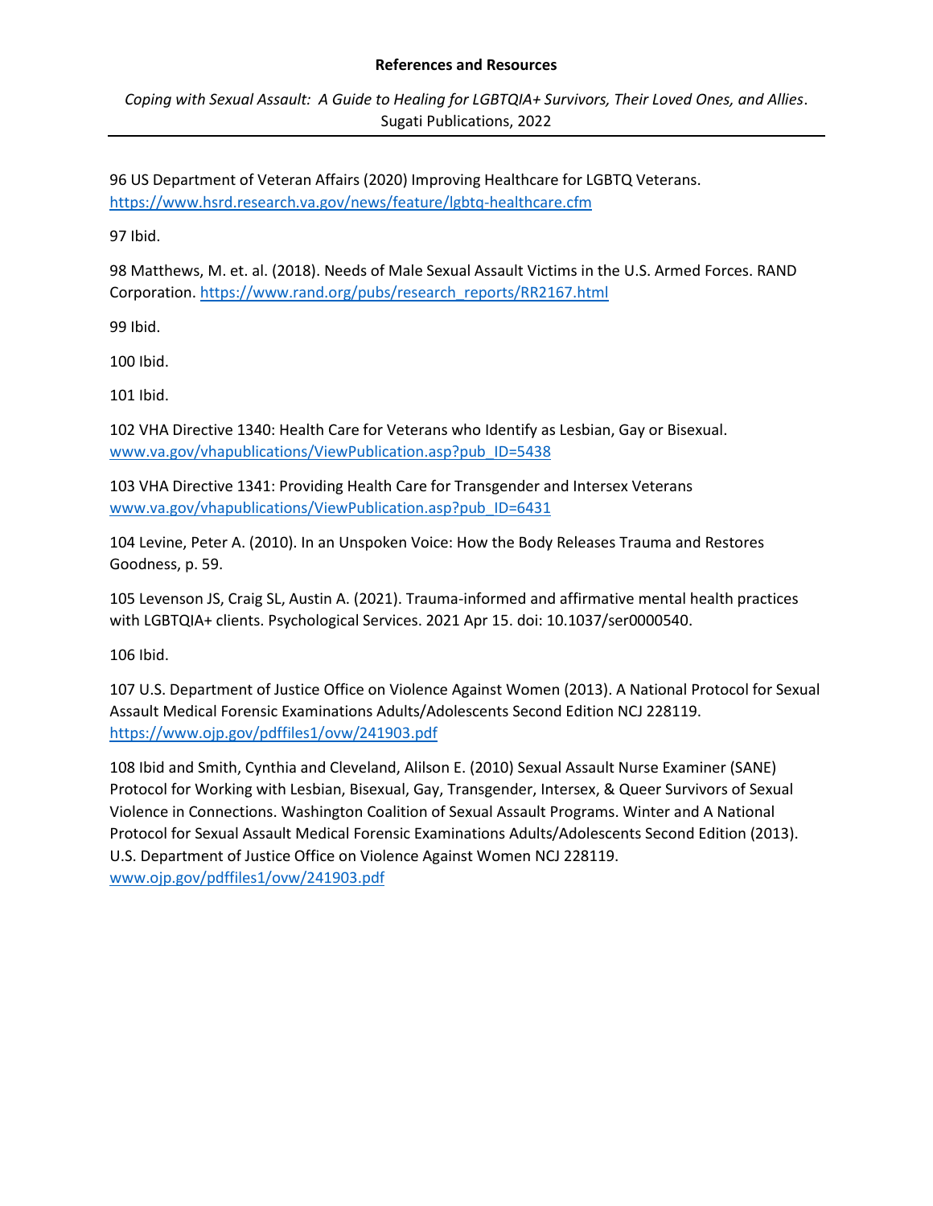**References and Resources**

*Coping with Sexual Assault: A Guide to Healing for LGBTQIA+ Survivors, Their Loved Ones, and Allies*. Sugati Publications, 2022

---

96 US Department of Veteran Affairs (2020) Improving Healthcare for LGBTQ Veterans. https://www.hsrd.research.va.gov/news/feature/lgbtq-healthcare.cfm

97 Ibid.

98 Matthews, M. et. al. (2018). Needs of Male Sexual Assault Victims in the U.S. Armed Forces. RAND Corporation. https://www.rand.org/pubs/research_reports/RR2167.html

99 Ibid.

100 Ibid.

101 Ibid.

102 VHA Directive 1340: Health Care for Veterans who Identify as Lesbian, Gay or Bisexual. www.va.gov/vhapublications/ViewPublication.asp?pub_ID=5438

103 VHA Directive 1341: Providing Health Care for Transgender and Intersex Veterans www.va.gov/vhapublications/ViewPublication.asp?pub_ID=6431

104 Levine, Peter A. (2010). In an Unspoken Voice: How the Body Releases Trauma and Restores Goodness, p. 59.

105 Levenson JS, Craig SL, Austin A. (2021). Trauma-informed and affirmative mental health practices with LGBTQIA+ clients. Psychological Services. 2021 Apr 15. doi: 10.1037/ser0000540.

106 Ibid.

107 U.S. Department of Justice Office on Violence Against Women (2013). A National Protocol for Sexual Assault Medical Forensic Examinations Adults/Adolescents Second Edition NCJ 228119. https://www.ojp.gov/pdffiles1/ovw/241903.pdf

108 Ibid and Smith, Cynthia and Cleveland, Alilson E. (2010) Sexual Assault Nurse Examiner (SANE) Protocol for Working with Lesbian, Bisexual, Gay, Transgender, Intersex, & Queer Survivors of Sexual Violence in Connections. Washington Coalition of Sexual Assault Programs. Winter and A National Protocol for Sexual Assault Medical Forensic Examinations Adults/Adolescents Second Edition (2013). U.S. Department of Justice Office on Violence Against Women NCJ 228119. www.ojp.gov/pdffiles1/ovw/241903.pdf